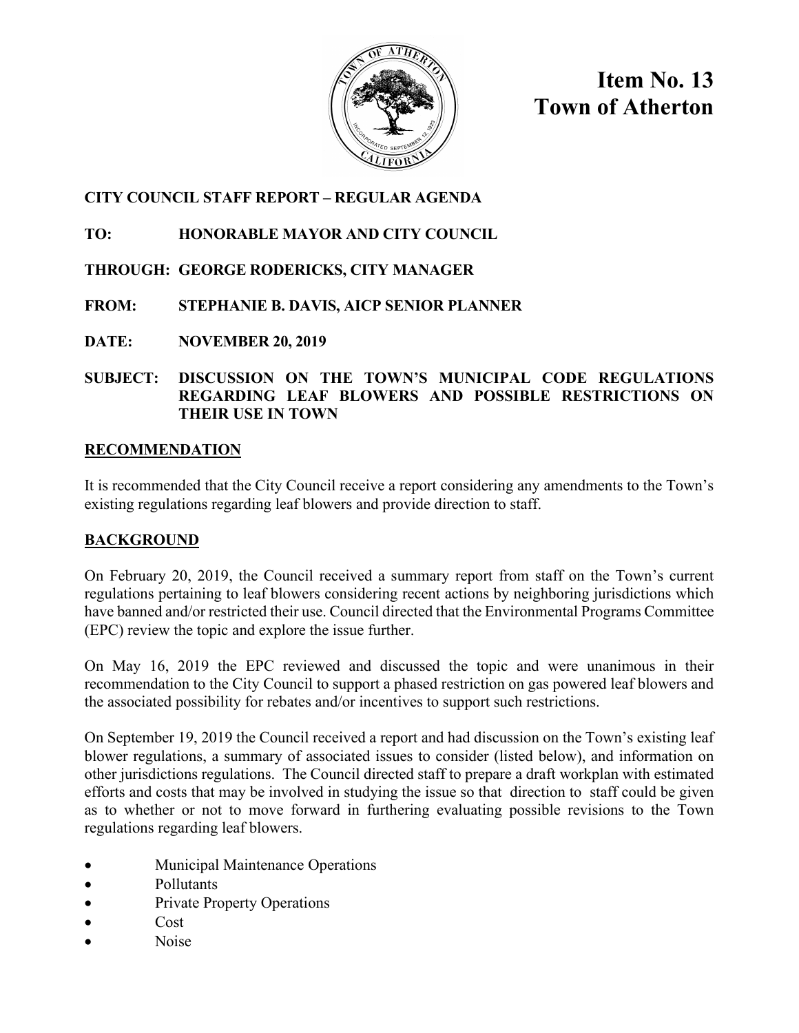# Item No. 13
# Town of Atherton

**CITY COUNCIL STAFF REPORT – REGULAR AGENDA**

**TO:** HONORABLE MAYOR AND CITY COUNCIL

**THROUGH:** GEORGE RODERICKS, CITY MANAGER

**FROM:** STEPHANIE B. DAVIS, AICP SENIOR PLANNER

**DATE:** NOVEMBER 20, 2019

**SUBJECT:** DISCUSSION ON THE TOWN'S MUNICIPAL CODE REGULATIONS REGARDING LEAF BLOWERS AND POSSIBLE RESTRICTIONS ON THEIR USE IN TOWN

## RECOMMENDATION

It is recommended that the City Council receive a report considering any amendments to the Town's existing regulations regarding leaf blowers and provide direction to staff.

## BACKGROUND

On February 20, 2019, the Council received a summary report from staff on the Town's current regulations pertaining to leaf blowers considering recent actions by neighboring jurisdictions which have banned and/or restricted their use. Council directed that the Environmental Programs Committee (EPC) review the topic and explore the issue further.

On May 16, 2019 the EPC reviewed and discussed the topic and were unanimous in their recommendation to the City Council to support a phased restriction on gas powered leaf blowers and the associated possibility for rebates and/or incentives to support such restrictions.

On September 19, 2019 the Council received a report and had discussion on the Town's existing leaf blower regulations, a summary of associated issues to consider (listed below), and information on other jurisdictions regulations. The Council directed staff to prepare a draft workplan with estimated efforts and costs that may be involved in studying the issue so that direction to staff could be given as to whether or not to move forward in furthering evaluating possible revisions to the Town regulations regarding leaf blowers.

- Municipal Maintenance Operations
- Pollutants
- Private Property Operations
- Cost
- Noise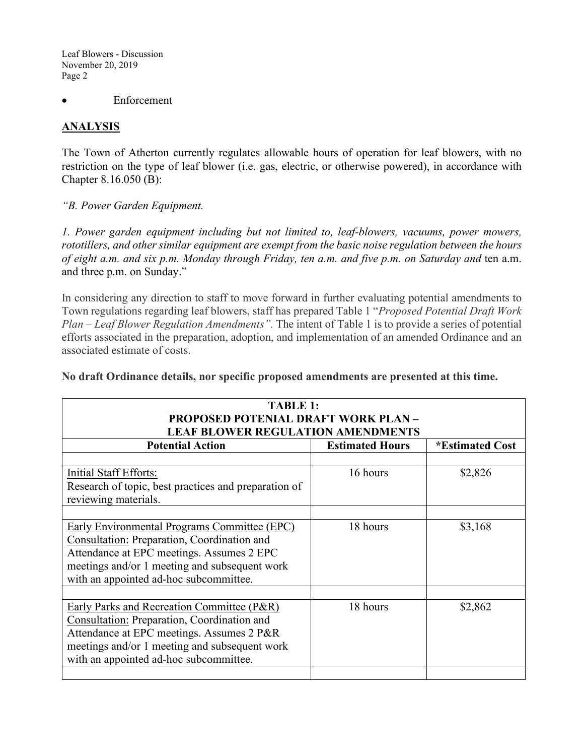- Enforcement

## ANALYSIS

The Town of Atherton currently regulates allowable hours of operation for leaf blowers, with no restriction on the type of leaf blower (i.e. gas, electric, or otherwise powered), in accordance with Chapter 8.16.050 (B):

*"B. Power Garden Equipment.*

*1. Power garden equipment including but not limited to, leaf-blowers, vacuums, power mowers, rototillers, and other similar equipment are exempt from the basic noise regulation between the hours of eight a.m. and six p.m. Monday through Friday, ten a.m. and five p.m. on Saturday and* ten a.m. and three p.m. on Sunday."

In considering any direction to staff to move forward in further evaluating potential amendments to Town regulations regarding leaf blowers, staff has prepared Table 1 "*Proposed Potential Draft Work Plan – Leaf Blower Regulation Amendments".* The intent of Table 1 is to provide a series of potential efforts associated in the preparation, adoption, and implementation of an amended Ordinance and an associated estimate of costs.

**No draft Ordinance details, nor specific proposed amendments are presented at this time.**

**TABLE 1: PROPOSED POTENIAL DRAFT WORK PLAN – LEAF BLOWER REGULATION AMENDMENTS**

| Potential Action | Estimated Hours | *Estimated Cost |
|---|---|---|
| | | |
| Initial Staff Efforts: Research of topic, best practices and preparation of reviewing materials. | 16 hours | $2,826 |
| | | |
| Early Environmental Programs Committee (EPC) Consultation: Preparation, Coordination and Attendance at EPC meetings. Assumes 2 EPC meetings and/or 1 meeting and subsequent work with an appointed ad-hoc subcommittee. | 18 hours | $3,168 |
| | | |
| Early Parks and Recreation Committee (P&R) Consultation: Preparation, Coordination and Attendance at EPC meetings. Assumes 2 P&R meetings and/or 1 meeting and subsequent work with an appointed ad-hoc subcommittee. | 18 hours | $2,862 |
| | | |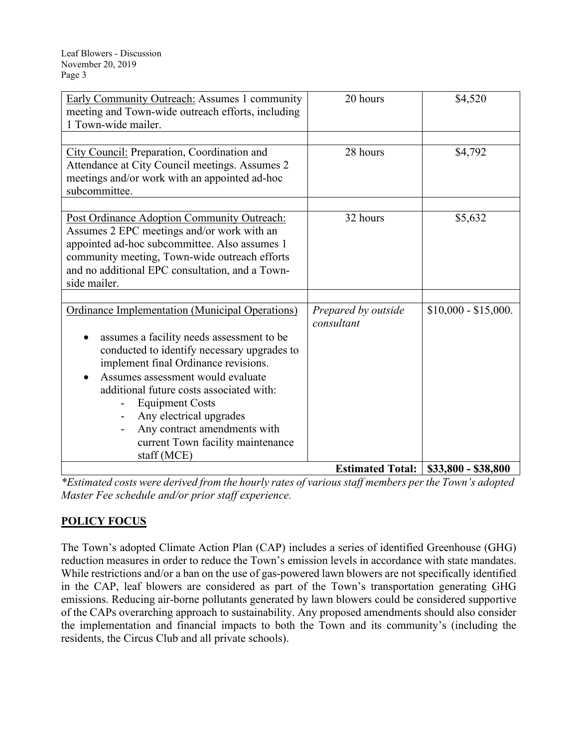| | | |
|---|---|---|
| Early Community Outreach: Assumes 1 community meeting and Town-wide outreach efforts, including 1 Town-wide mailer. | 20 hours | $4,520 |
| | | |
| City Council: Preparation, Coordination and Attendance at City Council meetings. Assumes 2 meetings and/or work with an appointed ad-hoc subcommittee. | 28 hours | $4,792 |
| | | |
| Post Ordinance Adoption Community Outreach: Assumes 2 EPC meetings and/or work with an appointed ad-hoc subcommittee. Also assumes 1 community meeting, Town-wide outreach efforts and no additional EPC consultation, and a Town-side mailer. | 32 hours | $5,632 |
| | | |
| Ordinance Implementation (Municipal Operations)<br>• assumes a facility needs assessment to be conducted to identify necessary upgrades to implement final Ordinance revisions.<br>• Assumes assessment would evaluate additional future costs associated with:<br>- Equipment Costs<br>- Any electrical upgrades<br>- Any contract amendments with current Town facility maintenance staff (MCE) | *Prepared by outside consultant* | $10,000 - $15,000. |
| | **Estimated Total:** | **$33,800 - $38,800** |

*\*Estimated costs were derived from the hourly rates of various staff members per the Town's adopted Master Fee schedule and/or prior staff experience.*

## POLICY FOCUS

The Town's adopted Climate Action Plan (CAP) includes a series of identified Greenhouse (GHG) reduction measures in order to reduce the Town's emission levels in accordance with state mandates. While restrictions and/or a ban on the use of gas-powered lawn blowers are not specifically identified in the CAP, leaf blowers are considered as part of the Town's transportation generating GHG emissions. Reducing air-borne pollutants generated by lawn blowers could be considered supportive of the CAPs overarching approach to sustainability. Any proposed amendments should also consider the implementation and financial impacts to both the Town and its community's (including the residents, the Circus Club and all private schools).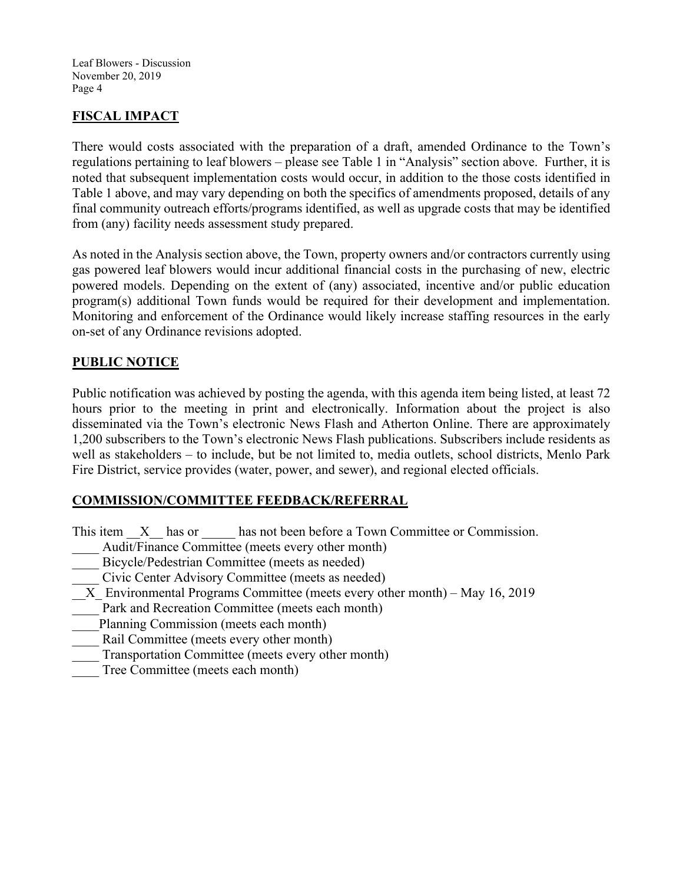## FISCAL IMPACT

There would costs associated with the preparation of a draft, amended Ordinance to the Town's regulations pertaining to leaf blowers – please see Table 1 in "Analysis" section above. Further, it is noted that subsequent implementation costs would occur, in addition to the those costs identified in Table 1 above, and may vary depending on both the specifics of amendments proposed, details of any final community outreach efforts/programs identified, as well as upgrade costs that may be identified from (any) facility needs assessment study prepared.

As noted in the Analysis section above, the Town, property owners and/or contractors currently using gas powered leaf blowers would incur additional financial costs in the purchasing of new, electric powered models. Depending on the extent of (any) associated, incentive and/or public education program(s) additional Town funds would be required for their development and implementation. Monitoring and enforcement of the Ordinance would likely increase staffing resources in the early on-set of any Ordinance revisions adopted.

## PUBLIC NOTICE

Public notification was achieved by posting the agenda, with this agenda item being listed, at least 72 hours prior to the meeting in print and electronically. Information about the project is also disseminated via the Town's electronic News Flash and Atherton Online. There are approximately 1,200 subscribers to the Town's electronic News Flash publications. Subscribers include residents as well as stakeholders – to include, but be not limited to, media outlets, school districts, Menlo Park Fire District, service provides (water, power, and sewer), and regional elected officials.

## COMMISSION/COMMITTEE FEEDBACK/REFERRAL

This item \_\_X\_\_ has or \_\_\_\_\_ has not been before a Town Committee or Commission.

\_\_\_\_ Audit/Finance Committee (meets every other month)
\_\_\_\_ Bicycle/Pedestrian Committee (meets as needed)
\_\_\_\_ Civic Center Advisory Committee (meets as needed)
\_\_X\_ Environmental Programs Committee (meets every other month) – May 16, 2019
\_\_\_\_ Park and Recreation Committee (meets each month)
\_\_\_\_Planning Commission (meets each month)
\_\_\_\_ Rail Committee (meets every other month)
\_\_\_\_ Transportation Committee (meets every other month)
\_\_\_\_ Tree Committee (meets each month)